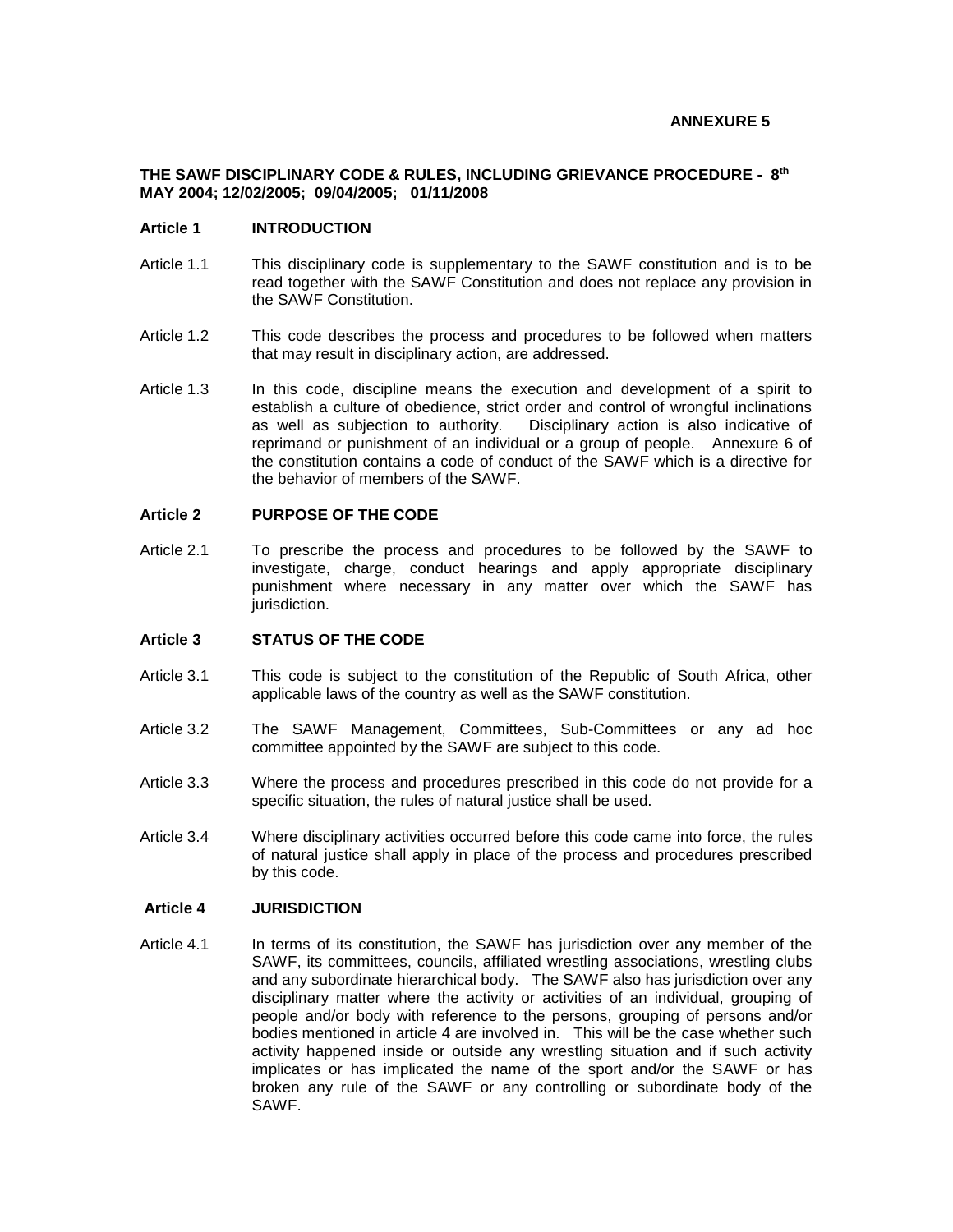**ANNEXURE 5**

**THE SAWF DISCIPLINARY CODE & RULES, INCLUDING GRIEVANCE PROCEDURE - 8th MAY 2004; 12/02/2005; 09/04/2005; 01/11/2008**

**Article 1 INTRODUCTION**

Article 1.1 This disciplinary code is supplementary to the SAWF constitution and is to be read together with the SAWF Constitution and does not replace any provision in the SAWF Constitution.

Article 1.2 This code describes the process and procedures to be followed when matters that may result in disciplinary action, are addressed.

Article 1.3 In this code, discipline means the execution and development of a spirit to establish a culture of obedience, strict order and control of wrongful inclinations as well as subjection to authority. Disciplinary action is also indicative of reprimand or punishment of an individual or a group of people. Annexure 6 of the constitution contains a code of conduct of the SAWF which is a directive for the behavior of members of the SAWF.

**Article 2 PURPOSE OF THE CODE**

Article 2.1 To prescribe the process and procedures to be followed by the SAWF to investigate, charge, conduct hearings and apply appropriate disciplinary punishment where necessary in any matter over which the SAWF has jurisdiction.

**Article 3 STATUS OF THE CODE**

Article 3.1 This code is subject to the constitution of the Republic of South Africa, other applicable laws of the country as well as the SAWF constitution.

Article 3.2 The SAWF Management, Committees, Sub-Committees or any ad hoc committee appointed by the SAWF are subject to this code.

Article 3.3 Where the process and procedures prescribed in this code do not provide for a specific situation, the rules of natural justice shall be used.

Article 3.4 Where disciplinary activities occurred before this code came into force, the rules of natural justice shall apply in place of the process and procedures prescribed by this code.

**Article 4 JURISDICTION**

Article 4.1 In terms of its constitution, the SAWF has jurisdiction over any member of the SAWF, its committees, councils, affiliated wrestling associations, wrestling clubs and any subordinate hierarchical body. The SAWF also has jurisdiction over any disciplinary matter where the activity or activities of an individual, grouping of people and/or body with reference to the persons, grouping of persons and/or bodies mentioned in article 4 are involved in. This will be the case whether such activity happened inside or outside any wrestling situation and if such activity implicates or has implicated the name of the sport and/or the SAWF or has broken any rule of the SAWF or any controlling or subordinate body of the SAWF.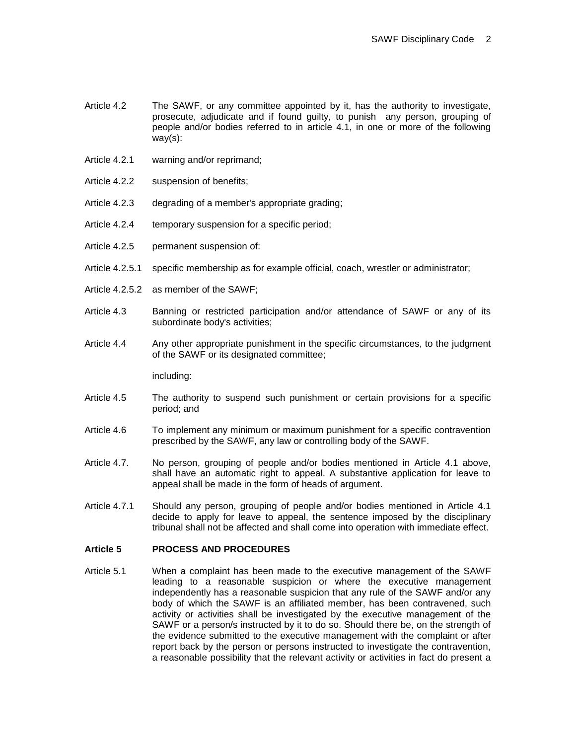Article 4.2 The SAWF, or any committee appointed by it, has the authority to investigate, prosecute, adjudicate and if found guilty, to punish any person, grouping of people and/or bodies referred to in article 4.1, in one or more of the following way(s):

Article 4.2.1 warning and/or reprimand;

Article 4.2.2 suspension of benefits;

Article 4.2.3 degrading of a member's appropriate grading;

Article 4.2.4 temporary suspension for a specific period;

Article 4.2.5 permanent suspension of:

Article 4.2.5.1 specific membership as for example official, coach, wrestler or administrator;

Article 4.2.5.2 as member of the SAWF;

Article 4.3 Banning or restricted participation and/or attendance of SAWF or any of its subordinate body's activities;

Article 4.4 Any other appropriate punishment in the specific circumstances, to the judgment of the SAWF or its designated committee;

including:

Article 4.5 The authority to suspend such punishment or certain provisions for a specific period; and

Article 4.6 To implement any minimum or maximum punishment for a specific contravention prescribed by the SAWF, any law or controlling body of the SAWF.

Article 4.7. No person, grouping of people and/or bodies mentioned in Article 4.1 above, shall have an automatic right to appeal. A substantive application for leave to appeal shall be made in the form of heads of argument.

Article 4.7.1 Should any person, grouping of people and/or bodies mentioned in Article 4.1 decide to apply for leave to appeal, the sentence imposed by the disciplinary tribunal shall not be affected and shall come into operation with immediate effect.

## Article 5 PROCESS AND PROCEDURES

Article 5.1 When a complaint has been made to the executive management of the SAWF leading to a reasonable suspicion or where the executive management independently has a reasonable suspicion that any rule of the SAWF and/or any body of which the SAWF is an affiliated member, has been contravened, such activity or activities shall be investigated by the executive management of the SAWF or a person/s instructed by it to do so. Should there be, on the strength of the evidence submitted to the executive management with the complaint or after report back by the person or persons instructed to investigate the contravention, a reasonable possibility that the relevant activity or activities in fact do present a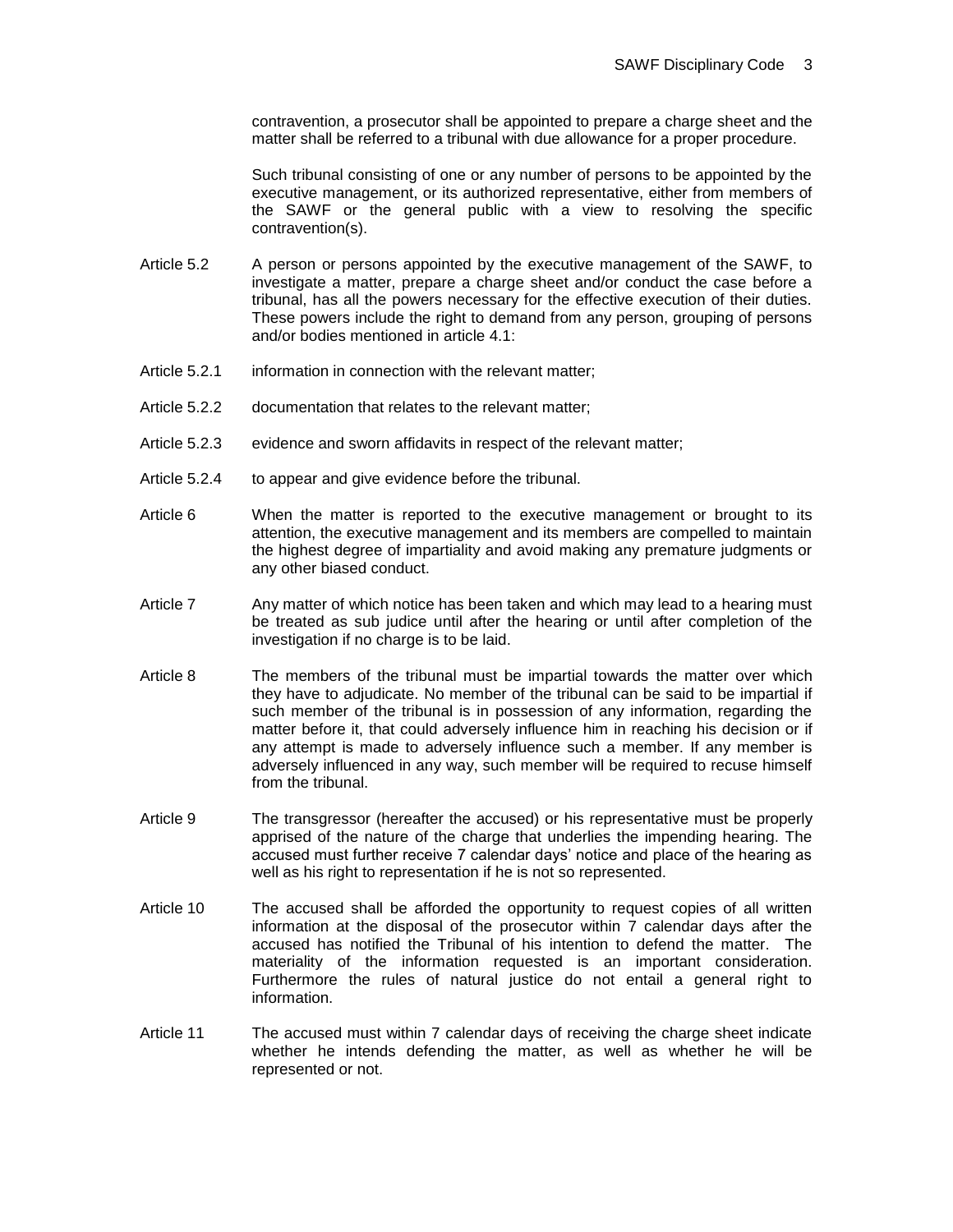contravention, a prosecutor shall be appointed to prepare a charge sheet and the matter shall be referred to a tribunal with due allowance for a proper procedure.

Such tribunal consisting of one or any number of persons to be appointed by the executive management, or its authorized representative, either from members of the SAWF or the general public with a view to resolving the specific contravention(s).

Article 5.2 A person or persons appointed by the executive management of the SAWF, to investigate a matter, prepare a charge sheet and/or conduct the case before a tribunal, has all the powers necessary for the effective execution of their duties. These powers include the right to demand from any person, grouping of persons and/or bodies mentioned in article 4.1:

Article 5.2.1 information in connection with the relevant matter;

Article 5.2.2 documentation that relates to the relevant matter;

Article 5.2.3 evidence and sworn affidavits in respect of the relevant matter;

Article 5.2.4 to appear and give evidence before the tribunal.

Article 6 When the matter is reported to the executive management or brought to its attention, the executive management and its members are compelled to maintain the highest degree of impartiality and avoid making any premature judgments or any other biased conduct.

Article 7 Any matter of which notice has been taken and which may lead to a hearing must be treated as sub judice until after the hearing or until after completion of the investigation if no charge is to be laid.

Article 8 The members of the tribunal must be impartial towards the matter over which they have to adjudicate. No member of the tribunal can be said to be impartial if such member of the tribunal is in possession of any information, regarding the matter before it, that could adversely influence him in reaching his decision or if any attempt is made to adversely influence such a member. If any member is adversely influenced in any way, such member will be required to recuse himself from the tribunal.

Article 9 The transgressor (hereafter the accused) or his representative must be properly apprised of the nature of the charge that underlies the impending hearing. The accused must further receive 7 calendar days' notice and place of the hearing as well as his right to representation if he is not so represented.

Article 10 The accused shall be afforded the opportunity to request copies of all written information at the disposal of the prosecutor within 7 calendar days after the accused has notified the Tribunal of his intention to defend the matter. The materiality of the information requested is an important consideration. Furthermore the rules of natural justice do not entail a general right to information.

Article 11 The accused must within 7 calendar days of receiving the charge sheet indicate whether he intends defending the matter, as well as whether he will be represented or not.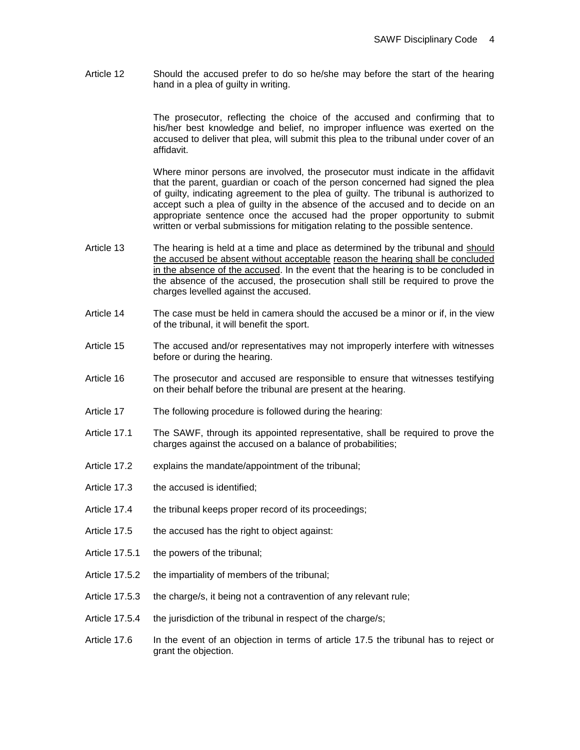Article 12 Should the accused prefer to do so he/she may before the start of the hearing hand in a plea of guilty in writing.

The prosecutor, reflecting the choice of the accused and confirming that to his/her best knowledge and belief, no improper influence was exerted on the accused to deliver that plea, will submit this plea to the tribunal under cover of an affidavit.

Where minor persons are involved, the prosecutor must indicate in the affidavit that the parent, guardian or coach of the person concerned had signed the plea of guilty, indicating agreement to the plea of guilty. The tribunal is authorized to accept such a plea of guilty in the absence of the accused and to decide on an appropriate sentence once the accused had the proper opportunity to submit written or verbal submissions for mitigation relating to the possible sentence.

Article 13 The hearing is held at a time and place as determined by the tribunal and <u>should the accused be absent without acceptable reason the hearing shall be concluded in the absence of the accused</u>. In the event that the hearing is to be concluded in the absence of the accused, the prosecution shall still be required to prove the charges levelled against the accused.

Article 14 The case must be held in camera should the accused be a minor or if, in the view of the tribunal, it will benefit the sport.

Article 15 The accused and/or representatives may not improperly interfere with witnesses before or during the hearing.

Article 16 The prosecutor and accused are responsible to ensure that witnesses testifying on their behalf before the tribunal are present at the hearing.

Article 17 The following procedure is followed during the hearing:

Article 17.1 The SAWF, through its appointed representative, shall be required to prove the charges against the accused on a balance of probabilities;

Article 17.2 explains the mandate/appointment of the tribunal;

Article 17.3 the accused is identified;

Article 17.4 the tribunal keeps proper record of its proceedings;

Article 17.5 the accused has the right to object against:

Article 17.5.1 the powers of the tribunal;

Article 17.5.2 the impartiality of members of the tribunal;

Article 17.5.3 the charge/s, it being not a contravention of any relevant rule;

Article 17.5.4 the jurisdiction of the tribunal in respect of the charge/s;

Article 17.6 In the event of an objection in terms of article 17.5 the tribunal has to reject or grant the objection.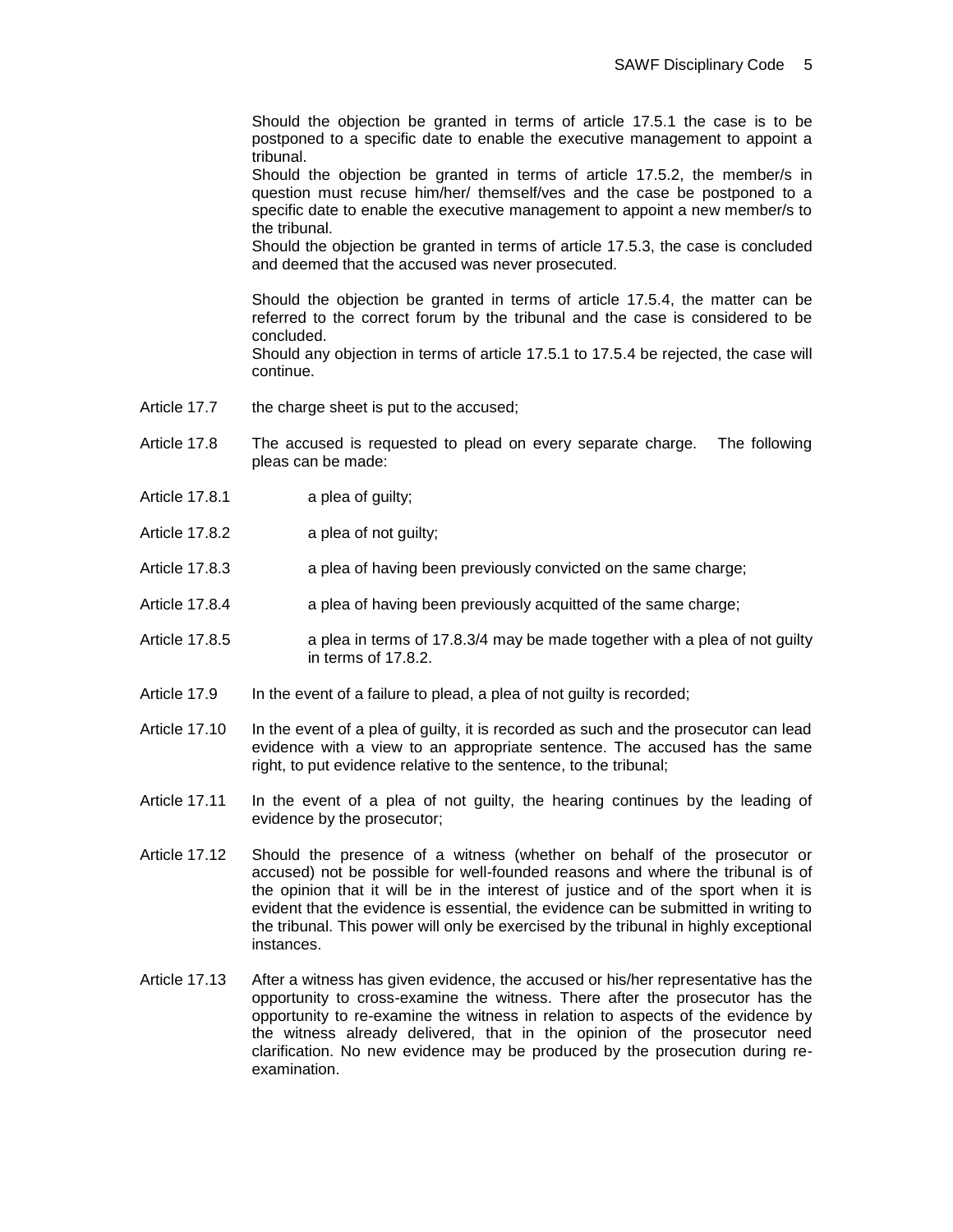Should the objection be granted in terms of article 17.5.1 the case is to be postponed to a specific date to enable the executive management to appoint a tribunal.
Should the objection be granted in terms of article 17.5.2, the member/s in question must recuse him/her/ themself/ves and the case be postponed to a specific date to enable the executive management to appoint a new member/s to the tribunal.
Should the objection be granted in terms of article 17.5.3, the case is concluded and deemed that the accused was never prosecuted.

Should the objection be granted in terms of article 17.5.4, the matter can be referred to the correct forum by the tribunal and the case is considered to be concluded.
Should any objection in terms of article 17.5.1 to 17.5.4 be rejected, the case will continue.

Article 17.7 the charge sheet is put to the accused;

Article 17.8 The accused is requested to plead on every separate charge. The following pleas can be made:

Article 17.8.1 a plea of guilty;

Article 17.8.2 a plea of not guilty;

Article 17.8.3 a plea of having been previously convicted on the same charge;

Article 17.8.4 a plea of having been previously acquitted of the same charge;

Article 17.8.5 a plea in terms of 17.8.3/4 may be made together with a plea of not guilty in terms of 17.8.2.

Article 17.9 In the event of a failure to plead, a plea of not guilty is recorded;

Article 17.10 In the event of a plea of guilty, it is recorded as such and the prosecutor can lead evidence with a view to an appropriate sentence. The accused has the same right, to put evidence relative to the sentence, to the tribunal;

Article 17.11 In the event of a plea of not guilty, the hearing continues by the leading of evidence by the prosecutor;

Article 17.12 Should the presence of a witness (whether on behalf of the prosecutor or accused) not be possible for well-founded reasons and where the tribunal is of the opinion that it will be in the interest of justice and of the sport when it is evident that the evidence is essential, the evidence can be submitted in writing to the tribunal. This power will only be exercised by the tribunal in highly exceptional instances.

Article 17.13 After a witness has given evidence, the accused or his/her representative has the opportunity to cross-examine the witness. There after the prosecutor has the opportunity to re-examine the witness in relation to aspects of the evidence by the witness already delivered, that in the opinion of the prosecutor need clarification. No new evidence may be produced by the prosecution during re-examination.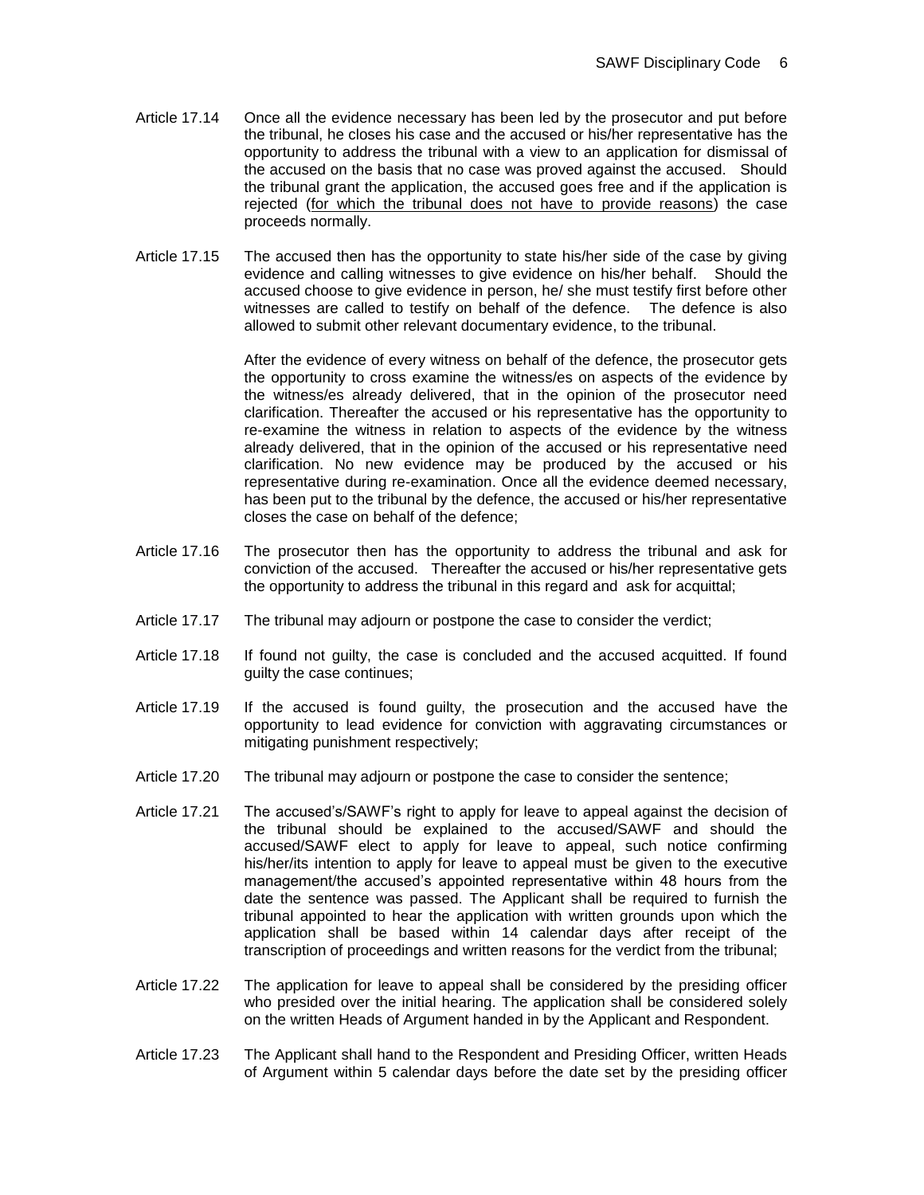Article 17.14 Once all the evidence necessary has been led by the prosecutor and put before the tribunal, he closes his case and the accused or his/her representative has the opportunity to address the tribunal with a view to an application for dismissal of the accused on the basis that no case was proved against the accused. Should the tribunal grant the application, the accused goes free and if the application is rejected (<u>for which the tribunal does not have to provide reasons</u>) the case proceeds normally.

Article 17.15 The accused then has the opportunity to state his/her side of the case by giving evidence and calling witnesses to give evidence on his/her behalf. Should the accused choose to give evidence in person, he/ she must testify first before other witnesses are called to testify on behalf of the defence. The defence is also allowed to submit other relevant documentary evidence, to the tribunal.

After the evidence of every witness on behalf of the defence, the prosecutor gets the opportunity to cross examine the witness/es on aspects of the evidence by the witness/es already delivered, that in the opinion of the prosecutor need clarification. Thereafter the accused or his representative has the opportunity to re-examine the witness in relation to aspects of the evidence by the witness already delivered, that in the opinion of the accused or his representative need clarification. No new evidence may be produced by the accused or his representative during re-examination. Once all the evidence deemed necessary, has been put to the tribunal by the defence, the accused or his/her representative closes the case on behalf of the defence;

Article 17.16 The prosecutor then has the opportunity to address the tribunal and ask for conviction of the accused. Thereafter the accused or his/her representative gets the opportunity to address the tribunal in this regard and ask for acquittal;

Article 17.17 The tribunal may adjourn or postpone the case to consider the verdict;

Article 17.18 If found not guilty, the case is concluded and the accused acquitted. If found guilty the case continues;

Article 17.19 If the accused is found guilty, the prosecution and the accused have the opportunity to lead evidence for conviction with aggravating circumstances or mitigating punishment respectively;

Article 17.20 The tribunal may adjourn or postpone the case to consider the sentence;

Article 17.21 The accused's/SAWF's right to apply for leave to appeal against the decision of the tribunal should be explained to the accused/SAWF and should the accused/SAWF elect to apply for leave to appeal, such notice confirming his/her/its intention to apply for leave to appeal must be given to the executive management/the accused's appointed representative within 48 hours from the date the sentence was passed. The Applicant shall be required to furnish the tribunal appointed to hear the application with written grounds upon which the application shall be based within 14 calendar days after receipt of the transcription of proceedings and written reasons for the verdict from the tribunal;

Article 17.22 The application for leave to appeal shall be considered by the presiding officer who presided over the initial hearing. The application shall be considered solely on the written Heads of Argument handed in by the Applicant and Respondent.

Article 17.23 The Applicant shall hand to the Respondent and Presiding Officer, written Heads of Argument within 5 calendar days before the date set by the presiding officer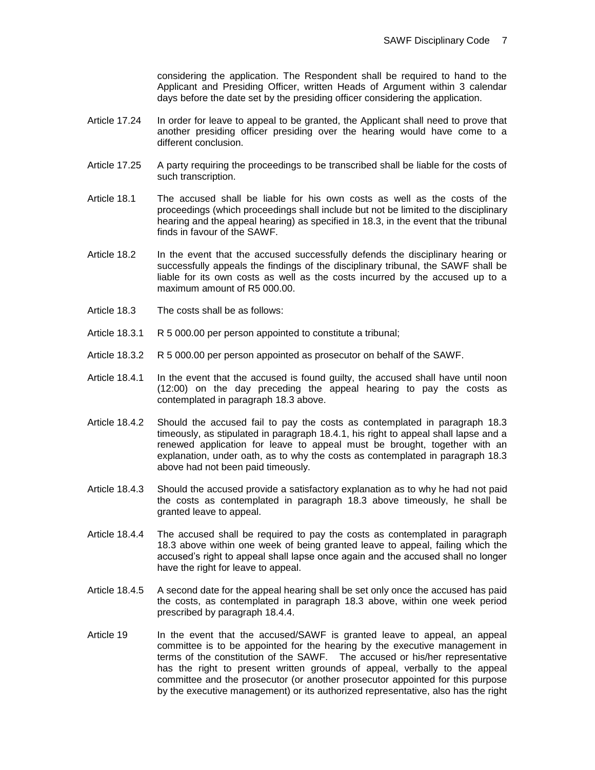considering the application. The Respondent shall be required to hand to the Applicant and Presiding Officer, written Heads of Argument within 3 calendar days before the date set by the presiding officer considering the application.

Article 17.24 In order for leave to appeal to be granted, the Applicant shall need to prove that another presiding officer presiding over the hearing would have come to a different conclusion.

Article 17.25 A party requiring the proceedings to be transcribed shall be liable for the costs of such transcription.

Article 18.1 The accused shall be liable for his own costs as well as the costs of the proceedings (which proceedings shall include but not be limited to the disciplinary hearing and the appeal hearing) as specified in 18.3, in the event that the tribunal finds in favour of the SAWF.

Article 18.2 In the event that the accused successfully defends the disciplinary hearing or successfully appeals the findings of the disciplinary tribunal, the SAWF shall be liable for its own costs as well as the costs incurred by the accused up to a maximum amount of R5 000.00.

Article 18.3 The costs shall be as follows:

Article 18.3.1 R 5 000.00 per person appointed to constitute a tribunal;

Article 18.3.2 R 5 000.00 per person appointed as prosecutor on behalf of the SAWF.

Article 18.4.1 In the event that the accused is found guilty, the accused shall have until noon (12:00) on the day preceding the appeal hearing to pay the costs as contemplated in paragraph 18.3 above.

Article 18.4.2 Should the accused fail to pay the costs as contemplated in paragraph 18.3 timeously, as stipulated in paragraph 18.4.1, his right to appeal shall lapse and a renewed application for leave to appeal must be brought, together with an explanation, under oath, as to why the costs as contemplated in paragraph 18.3 above had not been paid timeously.

Article 18.4.3 Should the accused provide a satisfactory explanation as to why he had not paid the costs as contemplated in paragraph 18.3 above timeously, he shall be granted leave to appeal.

Article 18.4.4 The accused shall be required to pay the costs as contemplated in paragraph 18.3 above within one week of being granted leave to appeal, failing which the accused's right to appeal shall lapse once again and the accused shall no longer have the right for leave to appeal.

Article 18.4.5 A second date for the appeal hearing shall be set only once the accused has paid the costs, as contemplated in paragraph 18.3 above, within one week period prescribed by paragraph 18.4.4.

Article 19 In the event that the accused/SAWF is granted leave to appeal, an appeal committee is to be appointed for the hearing by the executive management in terms of the constitution of the SAWF. The accused or his/her representative has the right to present written grounds of appeal, verbally to the appeal committee and the prosecutor (or another prosecutor appointed for this purpose by the executive management) or its authorized representative, also has the right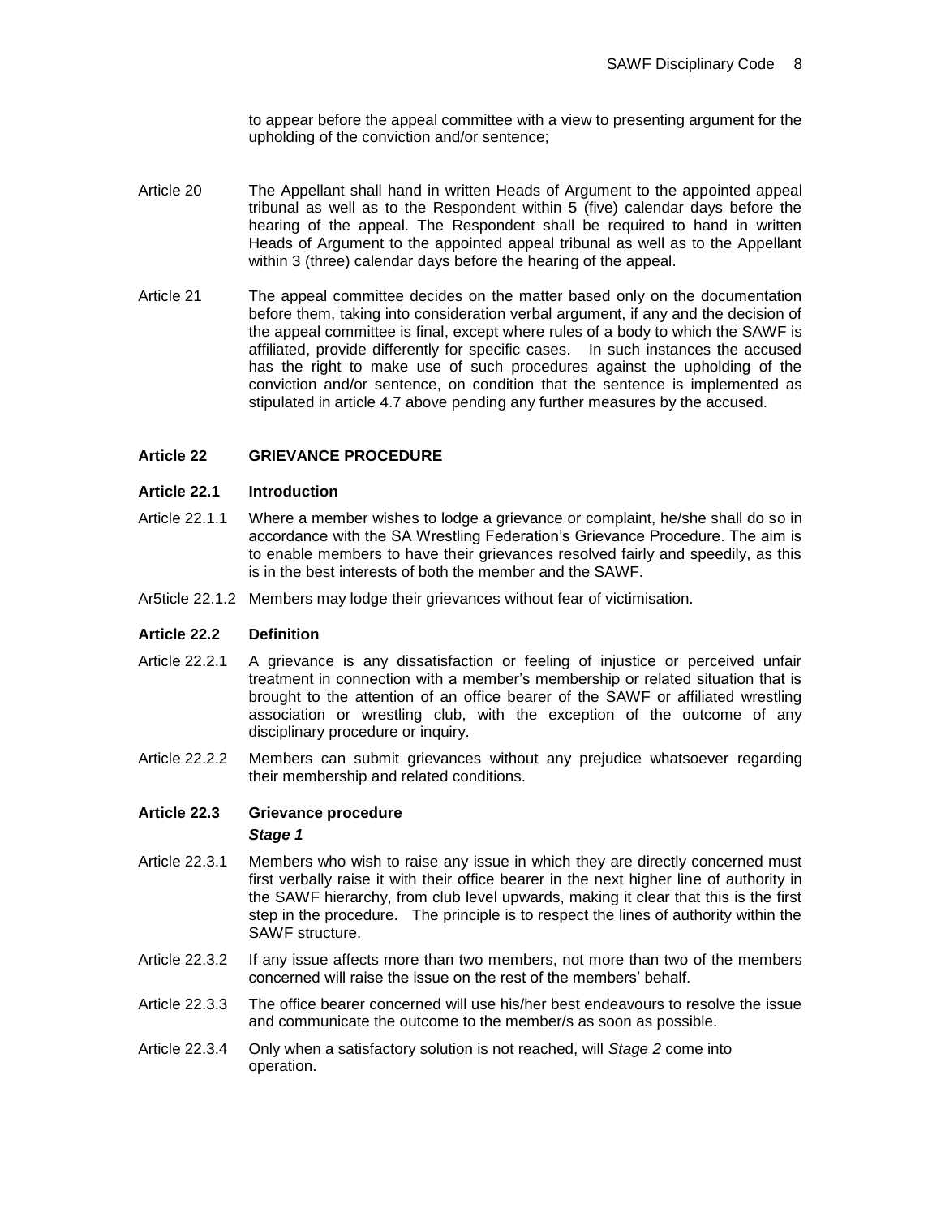to appear before the appeal committee with a view to presenting argument for the upholding of the conviction and/or sentence;

Article 20 The Appellant shall hand in written Heads of Argument to the appointed appeal tribunal as well as to the Respondent within 5 (five) calendar days before the hearing of the appeal. The Respondent shall be required to hand in written Heads of Argument to the appointed appeal tribunal as well as to the Appellant within 3 (three) calendar days before the hearing of the appeal.

Article 21 The appeal committee decides on the matter based only on the documentation before them, taking into consideration verbal argument, if any and the decision of the appeal committee is final, except where rules of a body to which the SAWF is affiliated, provide differently for specific cases. In such instances the accused has the right to make use of such procedures against the upholding of the conviction and/or sentence, on condition that the sentence is implemented as stipulated in article 4.7 above pending any further measures by the accused.

**Article 22 GRIEVANCE PROCEDURE**

**Article 22.1 Introduction**

Article 22.1.1 Where a member wishes to lodge a grievance or complaint, he/she shall do so in accordance with the SA Wrestling Federation's Grievance Procedure. The aim is to enable members to have their grievances resolved fairly and speedily, as this is in the best interests of both the member and the SAWF.

Ar5ticle 22.1.2 Members may lodge their grievances without fear of victimisation.

**Article 22.2 Definition**

Article 22.2.1 A grievance is any dissatisfaction or feeling of injustice or perceived unfair treatment in connection with a member's membership or related situation that is brought to the attention of an office bearer of the SAWF or affiliated wrestling association or wrestling club, with the exception of the outcome of any disciplinary procedure or inquiry.

Article 22.2.2 Members can submit grievances without any prejudice whatsoever regarding their membership and related conditions.

**Article 22.3 Grievance procedure**

***Stage 1***

Article 22.3.1 Members who wish to raise any issue in which they are directly concerned must first verbally raise it with their office bearer in the next higher line of authority in the SAWF hierarchy, from club level upwards, making it clear that this is the first step in the procedure. The principle is to respect the lines of authority within the SAWF structure.

Article 22.3.2 If any issue affects more than two members, not more than two of the members concerned will raise the issue on the rest of the members' behalf.

Article 22.3.3 The office bearer concerned will use his/her best endeavours to resolve the issue and communicate the outcome to the member/s as soon as possible.

Article 22.3.4 Only when a satisfactory solution is not reached, will *Stage 2* come into operation.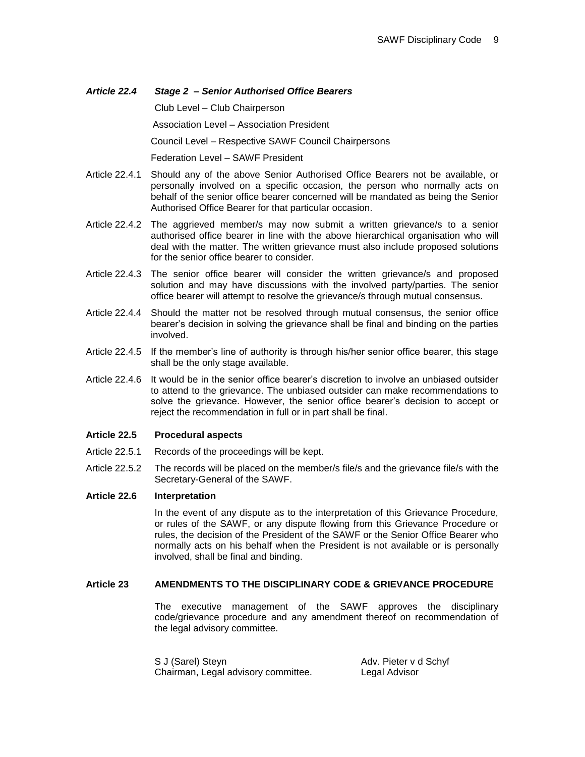***Article 22.4 Stage 2 – Senior Authorised Office Bearers***

Club Level – Club Chairperson

Association Level – Association President

Council Level – Respective SAWF Council Chairpersons

Federation Level – SAWF President

Article 22.4.1 Should any of the above Senior Authorised Office Bearers not be available, or personally involved on a specific occasion, the person who normally acts on behalf of the senior office bearer concerned will be mandated as being the Senior Authorised Office Bearer for that particular occasion.

Article 22.4.2 The aggrieved member/s may now submit a written grievance/s to a senior authorised office bearer in line with the above hierarchical organisation who will deal with the matter. The written grievance must also include proposed solutions for the senior office bearer to consider.

Article 22.4.3 The senior office bearer will consider the written grievance/s and proposed solution and may have discussions with the involved party/parties. The senior office bearer will attempt to resolve the grievance/s through mutual consensus.

Article 22.4.4 Should the matter not be resolved through mutual consensus, the senior office bearer's decision in solving the grievance shall be final and binding on the parties involved.

Article 22.4.5 If the member's line of authority is through his/her senior office bearer, this stage shall be the only stage available.

Article 22.4.6 It would be in the senior office bearer's discretion to involve an unbiased outsider to attend to the grievance. The unbiased outsider can make recommendations to solve the grievance. However, the senior office bearer's decision to accept or reject the recommendation in full or in part shall be final.

**Article 22.5 Procedural aspects**

Article 22.5.1 Records of the proceedings will be kept.

Article 22.5.2 The records will be placed on the member/s file/s and the grievance file/s with the Secretary-General of the SAWF.

**Article 22.6 Interpretation**

In the event of any dispute as to the interpretation of this Grievance Procedure, or rules of the SAWF, or any dispute flowing from this Grievance Procedure or rules, the decision of the President of the SAWF or the Senior Office Bearer who normally acts on his behalf when the President is not available or is personally involved, shall be final and binding.

**Article 23 AMENDMENTS TO THE DISCIPLINARY CODE & GRIEVANCE PROCEDURE**

The executive management of the SAWF approves the disciplinary code/grievance procedure and any amendment thereof on recommendation of the legal advisory committee.

S J (Sarel) Steyn
Chairman, Legal advisory committee.

Adv. Pieter v d Schyf
Legal Advisor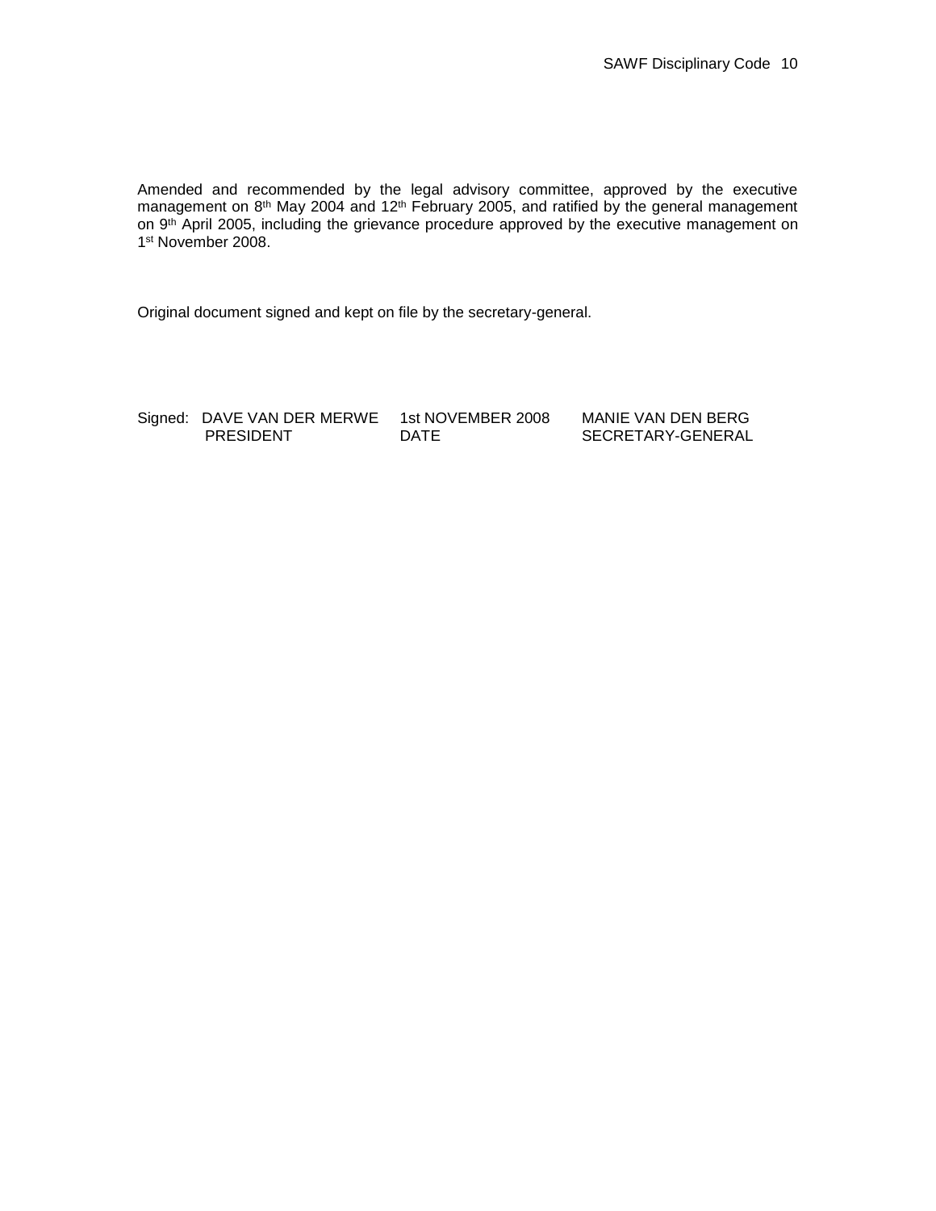Amended and recommended by the legal advisory committee, approved by the executive management on 8th May 2004 and 12th February 2005, and ratified by the general management on 9th April 2005, including the grievance procedure approved by the executive management on 1st November 2008.

Original document signed and kept on file by the secretary-general.

| | | | |
|---|---|---|---|
| Signed: | DAVE VAN DER MERWE<br>PRESIDENT | 1st NOVEMBER 2008<br>DATE | MANIE VAN DEN BERG<br>SECRETARY-GENERAL |